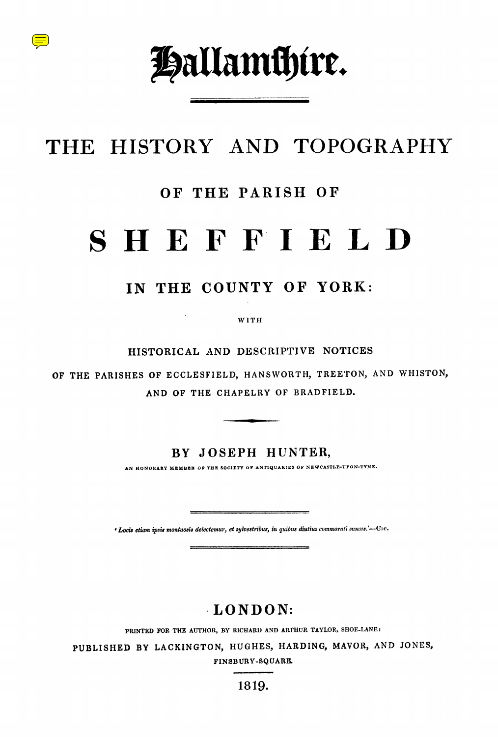# Hallamshire.

## THE HISTORY AND TOPOGRAPHY

### OF THE PARISH OF

# SHEFFIELD

## IN THE COUNTY OF YORK:

WITH

HISTORICAL AND DESCRIPTIVE NOTICES

OF THE PARISHES OF ECCLESFIELD, HANSWORTH, TREETON, AND WHISTON, AND OF THE CHAPELRY OF BRADFIELD.

---

### BY JOSEPH HUNTER,

AN HONORARY MEMBER OF THE SOCIETY OF ANTIQUARIES OF NEWCASTLE-UPON-TYNE.

---

*'Locis etiam ipsis montuosis delectemur, et sylvestribus, in quibus diutius commorati sumus.'*—Cic.

---

## LONDON:

PRINTED FOR THE AUTHOR, BY RICHARD AND ARTHUR TAYLOR, SHOE-LANE:

PUBLISHED BY LACKINGTON, HUGHES, HARDING, MAVOR, AND JONES, FINSBURY-SQUARE.

1819.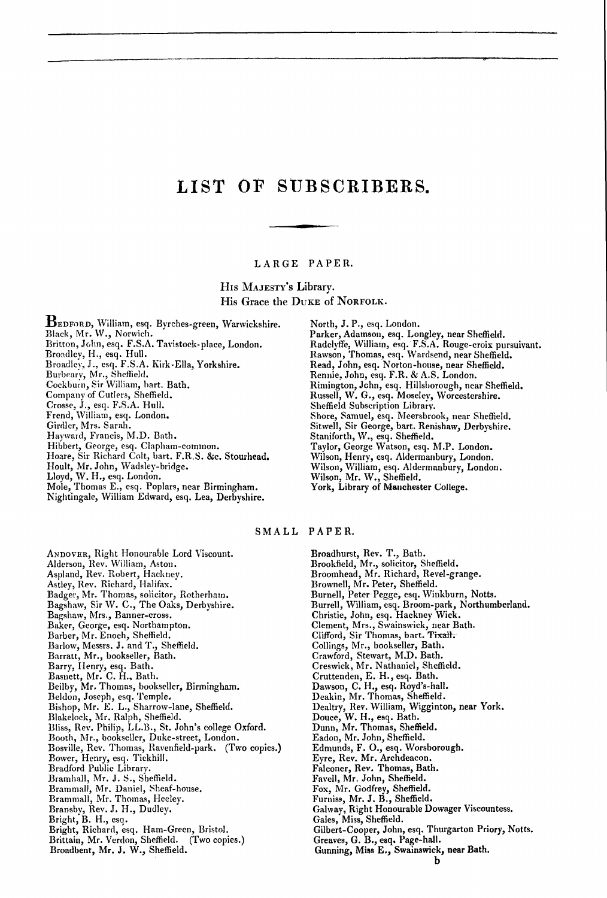# LIST OF SUBSCRIBERS.

## LARGE PAPER.

His Majesty's Library.
His Grace the Duke of Norfolk.

Bedford, William, esq. Byrches-green, Warwickshire.
Black, Mr. W., Norwich.
Britton, John, esq. F.S.A. Tavistock-place, London.
Broadley, H., esq. Hull.
Broadley, J., esq. F.S.A. Kirk-Ella, Yorkshire.
Burbeary, Mr., Sheffield.
Cockburn, Sir William, bart. Bath.
Company of Cutlers, Sheffield.
Crosse, J., esq. F.S.A. Hull.
Frend, William, esq. London.
Girdler, Mrs. Sarah.
Hayward, Francis, M.D. Bath.
Hibbert, George, esq. Clapham-common.
Hoare, Sir Richard Colt, bart. F.R.S. &c. Stourhead.
Hoult, Mr. John, Wadsley-bridge.
Lloyd, W. H., esq. London.
Mole, Thomas E., esq. Poplars, near Birmingham.
Nightingale, William Edward, esq. Lea, Derbyshire.
North, J. P., esq. London.
Parker, Adamson, esq. Longley, near Sheffield.
Radclyffe, William, esq. F.S.A. Rouge-croix pursuivant.
Rawson, Thomas, esq. Wardsend, near Sheffield.
Read, John, esq. Norton-house, near Sheffield.
Rennie, John, esq. F.R. & A.S. London.
Rimington, John, esq. Hillsborough, near Sheffield.
Russell, W. G., esq. Moseley, Worcestershire.
Sheffield Subscription Library.
Shore, Samuel, esq. Meersbrook, near Sheffield.
Sitwell, Sir George, bart. Renishaw, Derbyshire.
Staniforth, W., esq. Sheffield.
Taylor, George Watson, esq. M.P. London.
Wilson, Henry, esq. Aldermanbury, London.
Wilson, William, esq. Aldermanbury, London.
Wilson, Mr. W., Sheffield.
York, Library of Manchester College.

## SMALL PAPER.

Andover, Right Honourable Lord Viscount.
Alderson, Rev. William, Aston.
Aspland, Rev. Robert, Hackney.
Astley, Rev. Richard, Halifax.
Badger, Mr. Thomas, solicitor, Rotherham.
Bagshaw, Sir W. C., The Oaks, Derbyshire.
Bagshaw, Mrs., Banner-cross.
Baker, George, esq. Northampton.
Barber, Mr. Enoch, Sheffield.
Barlow, Messrs. J. and T., Sheffield.
Barratt, Mr., bookseller, Bath.
Barry, Henry, esq. Bath.
Basnett, Mr. C. H., Bath.
Beilby, Mr. Thomas, bookseller, Birmingham.
Beldon, Joseph, esq. Temple.
Bishop, Mr. E. L., Sharrow-lane, Sheffield.
Blakelock, Mr. Ralph, Sheffield.
Bliss, Rev. Philip, LL.B., St. John's college Oxford.
Booth, Mr., bookseller, Duke-street, London.
Bosville, Rev. Thomas, Ravenfield-park. (Two copies.)
Bower, Henry, esq. Tickhill.
Bradford Public Library.
Bramhall, Mr. J. S., Sheffield.
Brammall, Mr. Daniel, Sheaf-house.
Brammall, Mr. Thomas, Heeley.
Bransby, Rev. J. H., Dudley.
Bright, B. H., esq.
Bright, Richard, esq. Ham-Green, Bristol.
Brittain, Mr. Verdon, Sheffield. (Two copies.)
Broadbent, Mr. J. W., Sheffield.
Broadhurst, Rev. T., Bath.
Brookfield, Mr., solicitor, Sheffield.
Broomhead, Mr. Richard, Revel-grange.
Brownell, Mr. Peter, Sheffield.
Burnell, Peter Pegge, esq. Winkburn, Notts.
Burrell, William, esq. Broom-park, Northumberland.
Christie, John, esq. Hackney Wick.
Clement, Mrs., Swainswick, near Bath.
Clifford, Sir Thomas, bart. Tixall.
Collings, Mr., bookseller, Bath.
Crawford, Stewart, M.D. Bath.
Creswick, Mr. Nathaniel, Sheffield.
Cruttenden, E. H., esq. Bath.
Dawson, C. H., esq. Royd's-hall.
Deakin, Mr. Thomas, Sheffield.
Dealtry, Rev. William, Wigginton, near York.
Douce, W. H., esq. Bath.
Dunn, Mr. Thomas, Sheffield.
Eadon, Mr. John, Sheffield.
Edmunds, F. O., esq. Worsborough.
Eyre, Rev. Mr. Archdeacon.
Falconer, Rev. Thomas, Bath.
Favell, Mr. John, Sheffield.
Fox, Mr. Godfrey, Sheffield.
Furniss, Mr. J. B., Sheffield.
Galway, Right Honourable Dowager Viscountess.
Gales, Miss, Sheffield.
Gilbert-Cooper, John, esq. Thurgarton Priory, Notts.
Greaves, G. B., esq. Page-hall.
Gunning, Miss E., Swainswick, near Bath.

b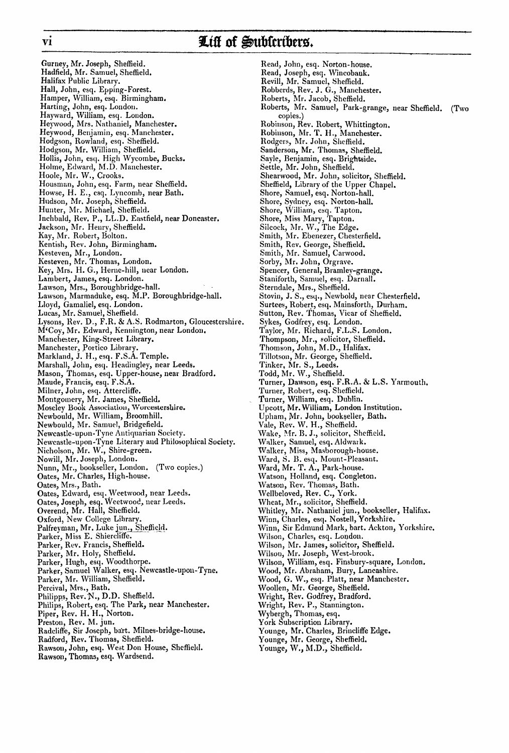## List of Subscribers.

Gurney, Mr. Joseph, Sheffield.
Hadfield, Mr. Samuel, Sheffield.
Halifax Public Library.
Hall, John, esq. Epping-Forest.
Hamper, William, esq. Birmingham.
Harting, John, esq. London.
Hayward, William, esq. London.
Heywood, Mrs. Nathaniel, Manchester.
Heywood, Benjamin, esq. Manchester.
Hodgson, Rowland, esq. Sheffield.
Hodgson, Mr. William, Sheffield.
Hollis, John, esq. High Wycombe, Bucks.
Holme, Edward, M.D. Manchester.
Hoole, Mr. W., Crooks.
Housman, John, esq. Farm, near Sheffield.
Howse, H. E., esq. Lyncomb, near Bath.
Hudson, Mr. Joseph, Sheffield.
Hunter, Mr. Michael, Sheffield.
Inchbald, Rev. P., LL.D. Eastfield, near Doncaster.
Jackson, Mr. Henry, Sheffield.
Kay, Mr. Robert, Bolton.
Kentish, Rev. John, Birmingham.
Kesteven, Mr., London.
Kesteven, Mr. Thomas, London.
Key, Mrs. H. G., Herne-hill, near London.
Lambert, James, esq. London.
Lawson, Mrs., Boroughbridge-hall.
Lawson, Marmaduke, esq. M.P. Boroughbridge-hall.
Lloyd, Gamaliel, esq. London.
Lucas, Mr. Samuel, Sheffield.
Lysons, Rev. D., F.R. & A.S. Rodmarton, Gloucestershire.
M'Coy, Mr. Edward, Kennington, near London.
Manchester, King-Street Library.
Manchester, Portico Library.
Markland, J. H., esq. F.S.A. Temple.
Marshall, John, esq. Headingley, near Leeds.
Mason, Thomas, esq. Upper-house, near Bradford.
Maude, Francis, esq. F.S.A.
Milner, John, esq. Attercliffe.
Montgomery, Mr. James, Sheffield.
Moseley Book Association, Worcestershire.
Newbould, Mr. William, Broomhill.
Newbould, Mr. Samuel, Bridgefield.
Newcastle-upon-Tyne Antiquarian Society.
Newcastle-upon-Tyne Literary and Philosophical Society.
Nicholson, Mr. W., Shire-green.
Nowill, Mr. Joseph, London.
Nunn, Mr., bookseller, London. (Two copies.)
Oates, Mr. Charles, High-house.
Oates, Mrs., Bath.
Oates, Edward, esq. Weetwood, near Leeds.
Oates, Joseph, esq. Weetwood, near Leeds.
Overend, Mr. Hall, Sheffield.
Oxford, New College Library.
Palfreyman, Mr. Luke jun., Sheffield.
Parker, Miss E. Shiercliffe.
Parker, Rev. Francis, Sheffield.
Parker, Mr. Holy, Sheffield.
Parker, Hugh, esq. Woodthorpe.
Parker, Samuel Walker, esq. Newcastle-upon-Tyne.
Parker, Mr. William, Sheffield.
Percival, Mrs., Bath.
Philipps, Rev. N., D.D. Sheffield.
Philips, Robert, esq. The Park, near Manchester.
Piper, Rev. H. H., Norton.
Preston, Rev. M. jun.
Radcliffe, Sir Joseph, bart. Milnes-bridge-house.
Radford, Rev. Thomas, Sheffield.
Rawson, John, esq. West Don House, Sheffield.
Rawson, Thomas, esq. Wardsend.
Read, John, esq. Norton-house.
Read, Joseph, esq. Wincobank.
Revill, Mr. Samuel, Sheffield.
Robberds, Rev. J. G., Manchester.
Roberts, Mr. Jacob, Sheffield.
Roberts, Mr. Samuel, Park-grange, near Sheffield. (Two copies.)
Robinson, Rev. Robert, Whittington.
Robinson, Mr. T. H., Manchester.
Rodgers, Mr. John, Sheffield.
Sanderson, Mr. Thomas, Sheffield.
Sayle, Benjamin, esq. Brightside.
Settle, Mr. John, Sheffield.
Shearwood, Mr. John, solicitor, Sheffield.
Sheffield, Library of the Upper Chapel.
Shore, Samuel, esq. Norton-hall.
Shore, Sydney, esq. Norton-hall.
Shore, William, esq. Tapton.
Shore, Miss Mary, Tapton.
Silcock, Mr. W., The Edge.
Smith, Mr. Ebenezer, Chesterfield.
Smith, Rev. George, Sheffield.
Smith, Mr. Samuel, Carwood.
Sorby, Mr. John, Orgrave.
Spencer, General, Bramley-grange.
Staniforth, Samuel, esq. Darnall.
Sterndale, Mrs., Sheffield.
Stovin, J. S., esq., Newbold, near Chesterfield.
Surtees, Robert, esq. Mainsforth, Durham.
Sutton, Rev. Thomas, Vicar of Sheffield.
Sykes, Godfrey, esq. London.
Taylor, Mr. Richard, F.L.S. London.
Thompson, Mr., solicitor, Sheffield.
Thomson, John, M.D., Halifax.
Tillotson, Mr. George, Sheffield.
Tinker, Mr. S., Leeds.
Todd, Mr. W., Sheffield.
Turner, Dawson, esq. F.R.A. & L.S. Yarmouth.
Turner, Robert, esq. Sheffield.
Turner, William, esq. Dublin.
Upcott, Mr. William, London Institution.
Upham, Mr. John, bookseller, Bath.
Vale, Rev. W. H., Sheffield.
Wake, Mr. B. J., solicitor, Sheffield.
Walker, Samuel, esq. Aldwark.
Walker, Miss, Masborough-house.
Ward, S. B. esq. Mount-Pleasant.
Ward, Mr. T. A., Park-house.
Watson, Holland, esq. Congleton.
Watson, Rev. Thomas, Bath.
Wellbeloved, Rev. C., York.
Wheat, Mr., solicitor, Sheffield.
Whitley, Mr. Nathaniel jun., bookseller, Halifax.
Winn, Charles, esq. Nostell, Yorkshire.
Winn, Sir Edmund Mark, bart. Ackton, Yorkshire.
Wilson, Charles, esq. London.
Wilson, Mr. James, solicitor, Sheffield.
Wilson, Mr. Joseph, West-brook.
Wilson, William, esq. Finsbury-square, London.
Wood, Mr. Abraham, Bury, Lancashire.
Wood, G. W., esq. Platt, near Manchester.
Woollen, Mr. George, Sheffield.
Wright, Rev. Godfrey, Bradford.
Wright, Rev. P., Stannington.
Wybergh, Thomas, esq.
York Subscription Library.
Younge, Mr. Charles, Brincliffe Edge.
Younge, Mr. George, Sheffield.
Younge, W., M.D., Sheffield.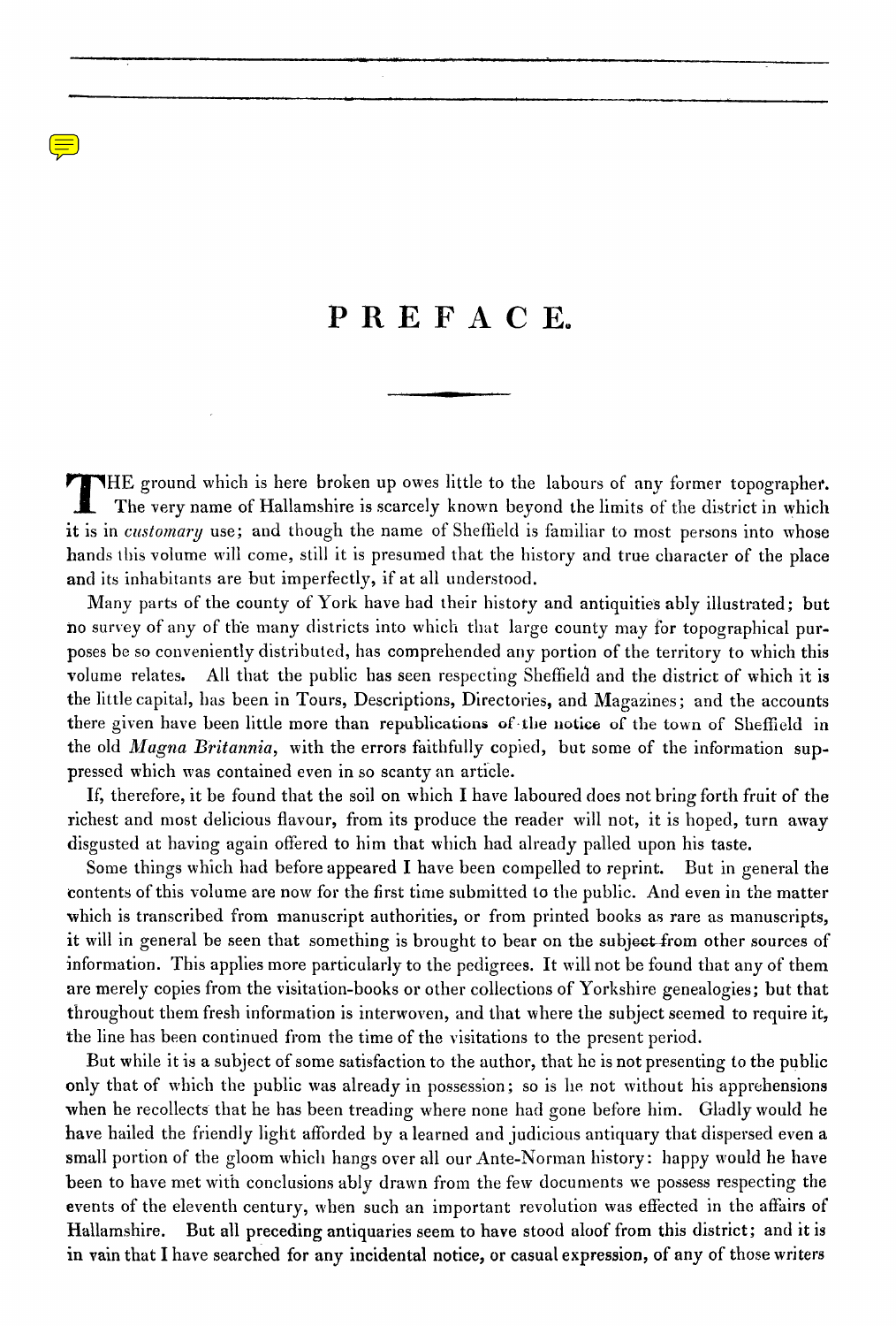# PREFACE.

THE ground which is here broken up owes little to the labours of any former topographer. The very name of Hallamshire is scarcely known beyond the limits of the district in which it is in *customary* use; and though the name of Sheffield is familiar to most persons into whose hands this volume will come, still it is presumed that the history and true character of the place and its inhabitants are but imperfectly, if at all understood.

Many parts of the county of York have had their history and antiquities ably illustrated; but no survey of any of the many districts into which that large county may for topographical purposes be so conveniently distributed, has comprehended any portion of the territory to which this volume relates. All that the public has seen respecting Sheffield and the district of which it is the little capital, has been in Tours, Descriptions, Directories, and Magazines; and the accounts there given have been little more than republications of the notice of the town of Sheffield in the old *Magna Britannia*, with the errors faithfully copied, but some of the information suppressed which was contained even in so scanty an article.

If, therefore, it be found that the soil on which I have laboured does not bring forth fruit of the richest and most delicious flavour, from its produce the reader will not, it is hoped, turn away disgusted at having again offered to him that which had already palled upon his taste.

Some things which had before appeared I have been compelled to reprint. But in general the contents of this volume are now for the first time submitted to the public. And even in the matter which is transcribed from manuscript authorities, or from printed books as rare as manuscripts, it will in general be seen that something is brought to bear on the subject from other sources of information. This applies more particularly to the pedigrees. It will not be found that any of them are merely copies from the visitation-books or other collections of Yorkshire genealogies; but that throughout them fresh information is interwoven, and that where the subject seemed to require it, the line has been continued from the time of the visitations to the present period.

But while it is a subject of some satisfaction to the author, that he is not presenting to the public only that of which the public was already in possession; so is he not without his apprehensions when he recollects that he has been treading where none had gone before him. Gladly would he have hailed the friendly light afforded by a learned and judicious antiquary that dispersed even a small portion of the gloom which hangs over all our Ante-Norman history: happy would he have been to have met with conclusions ably drawn from the few documents we possess respecting the events of the eleventh century, when such an important revolution was effected in the affairs of Hallamshire. But all preceding antiquaries seem to have stood aloof from this district; and it is in vain that I have searched for any incidental notice, or casual expression, of any of those writers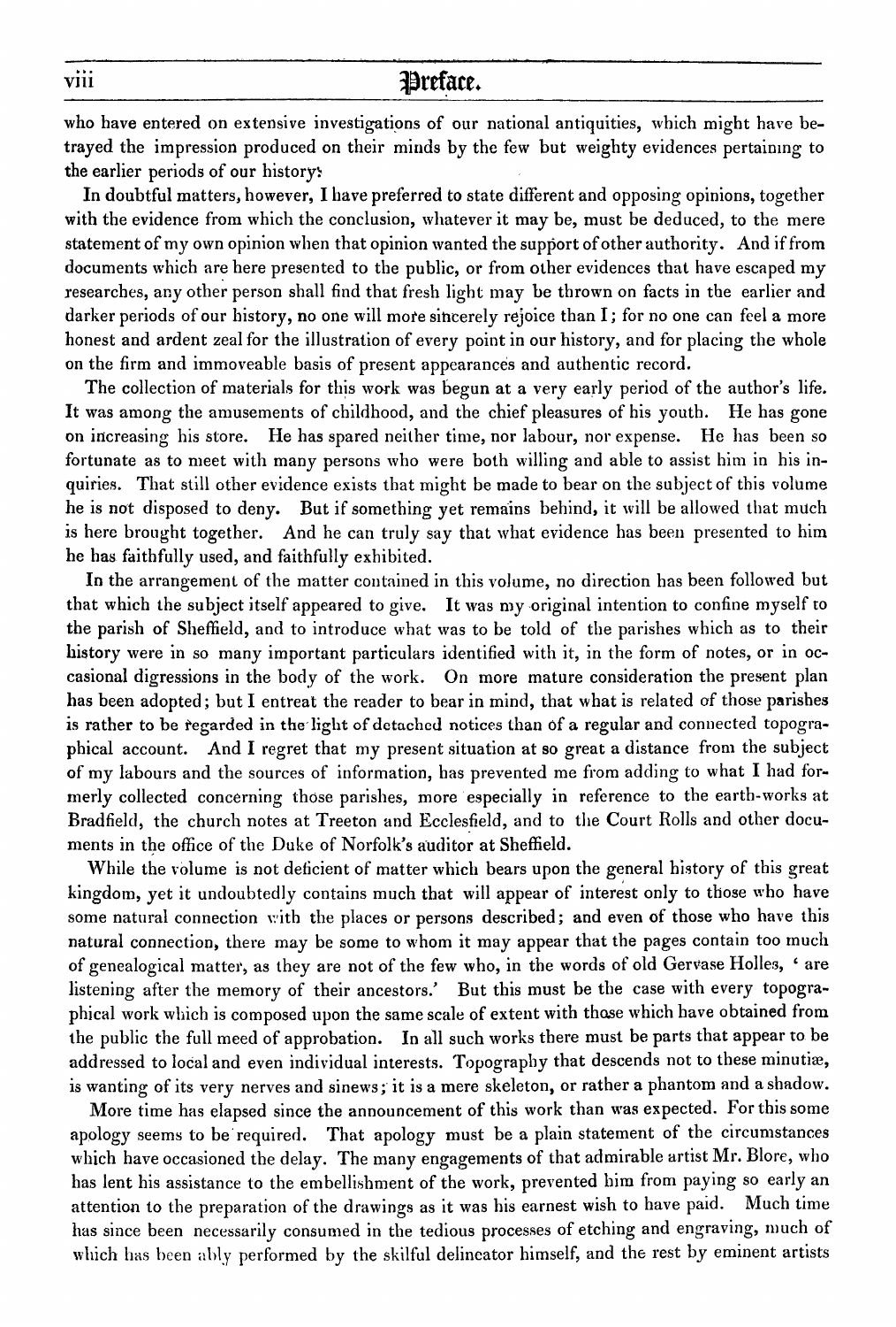who have entered on extensive investigations of our national antiquities, which might have betrayed the impression produced on their minds by the few but weighty evidences pertaining to the earlier periods of our history.

In doubtful matters, however, I have preferred to state different and opposing opinions, together with the evidence from which the conclusion, whatever it may be, must be deduced, to the mere statement of my own opinion when that opinion wanted the support of other authority. And if from documents which are here presented to the public, or from other evidences that have escaped my researches, any other person shall find that fresh light may be thrown on facts in the earlier and darker periods of our history, no one will more sincerely rejoice than I; for no one can feel a more honest and ardent zeal for the illustration of every point in our history, and for placing the whole on the firm and immoveable basis of present appearances and authentic record.

The collection of materials for this work was begun at a very early period of the author's life. It was among the amusements of childhood, and the chief pleasures of his youth. He has gone on increasing his store. He has spared neither time, nor labour, nor expense. He has been so fortunate as to meet with many persons who were both willing and able to assist him in his inquiries. That still other evidence exists that might be made to bear on the subject of this volume he is not disposed to deny. But if something yet remains behind, it will be allowed that much is here brought together. And he can truly say that what evidence has been presented to him he has faithfully used, and faithfully exhibited.

In the arrangement of the matter contained in this volume, no direction has been followed but that which the subject itself appeared to give. It was my original intention to confine myself to the parish of Sheffield, and to introduce what was to be told of the parishes which as to their history were in so many important particulars identified with it, in the form of notes, or in occasional digressions in the body of the work. On more mature consideration the present plan has been adopted; but I entreat the reader to bear in mind, that what is related of those parishes is rather to be regarded in the light of detached notices than of a regular and connected topographical account. And I regret that my present situation at so great a distance from the subject of my labours and the sources of information, has prevented me from adding to what I had formerly collected concerning those parishes, more especially in reference to the earth-works at Bradfield, the church notes at Treeton and Ecclesfield, and to the Court Rolls and other documents in the office of the Duke of Norfolk's auditor at Sheffield.

While the volume is not deficient of matter which bears upon the general history of this great kingdom, yet it undoubtedly contains much that will appear of interest only to those who have some natural connection with the places or persons described; and even of those who have this natural connection, there may be some to whom it may appear that the pages contain too much of genealogical matter, as they are not of the few who, in the words of old Gervase Holles, 'are listening after the memory of their ancestors.' But this must be the case with every topographical work which is composed upon the same scale of extent with those which have obtained from the public the full meed of approbation. In all such works there must be parts that appear to be addressed to local and even individual interests. Topography that descends not to these minutiæ, is wanting of its very nerves and sinews; it is a mere skeleton, or rather a phantom and a shadow.

More time has elapsed since the announcement of this work than was expected. For this some apology seems to be required. That apology must be a plain statement of the circumstances which have occasioned the delay. The many engagements of that admirable artist Mr. Blore, who has lent his assistance to the embellishment of the work, prevented him from paying so early an attention to the preparation of the drawings as it was his earnest wish to have paid. Much time has since been necessarily consumed in the tedious processes of etching and engraving, much of which has been ably performed by the skilful delineator himself, and the rest by eminent artists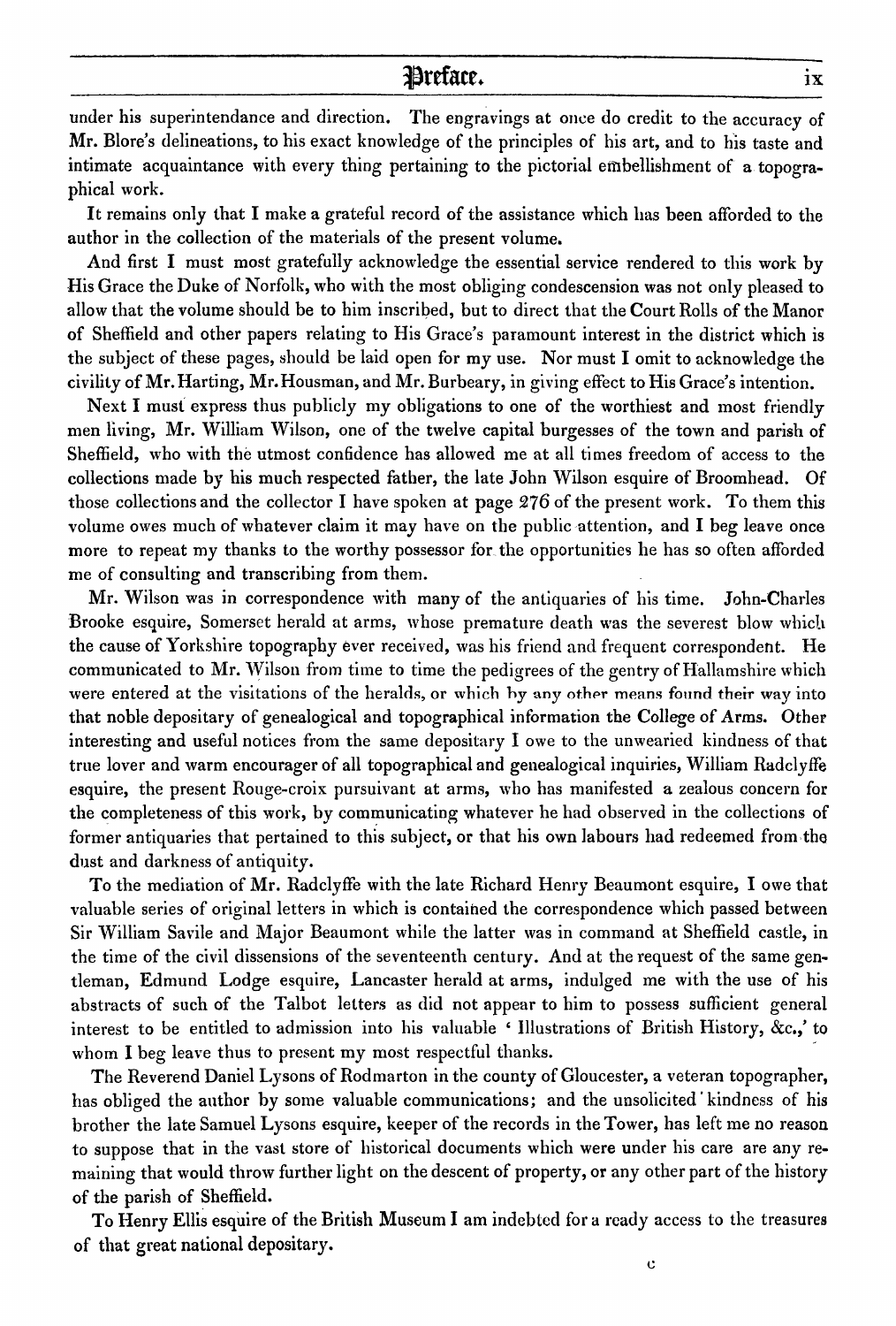under his superintendance and direction. The engravings at once do credit to the accuracy of Mr. Blore's delineations, to his exact knowledge of the principles of his art, and to his taste and intimate acquaintance with every thing pertaining to the pictorial embellishment of a topographical work.

It remains only that I make a grateful record of the assistance which has been afforded to the author in the collection of the materials of the present volume.

And first I must most gratefully acknowledge the essential service rendered to this work by His Grace the Duke of Norfolk, who with the most obliging condescension was not only pleased to allow that the volume should be to him inscribed, but to direct that the Court Rolls of the Manor of Sheffield and other papers relating to His Grace's paramount interest in the district which is the subject of these pages, should be laid open for my use. Nor must I omit to acknowledge the civility of Mr. Harting, Mr. Housman, and Mr. Burbeary, in giving effect to His Grace's intention.

Next I must express thus publicly my obligations to one of the worthiest and most friendly men living, Mr. William Wilson, one of the twelve capital burgesses of the town and parish of Sheffield, who with the utmost confidence has allowed me at all times freedom of access to the collections made by his much respected father, the late John Wilson esquire of Broomhead. Of those collections and the collector I have spoken at page 276 of the present work. To them this volume owes much of whatever claim it may have on the public attention, and I beg leave once more to repeat my thanks to the worthy possessor for the opportunities he has so often afforded me of consulting and transcribing from them.

Mr. Wilson was in correspondence with many of the antiquaries of his time. John-Charles Brooke esquire, Somerset herald at arms, whose premature death was the severest blow which the cause of Yorkshire topography ever received, was his friend and frequent correspondent. He communicated to Mr. Wilson from time to time the pedigrees of the gentry of Hallamshire which were entered at the visitations of the heralds, or which by any other means found their way into that noble depositary of genealogical and topographical information the College of Arms. Other interesting and useful notices from the same depositary I owe to the unwearied kindness of that true lover and warm encourager of all topographical and genealogical inquiries, William Radclyffe esquire, the present Rouge-croix pursuivant at arms, who has manifested a zealous concern for the completeness of this work, by communicating whatever he had observed in the collections of former antiquaries that pertained to this subject, or that his own labours had redeemed from the dust and darkness of antiquity.

To the mediation of Mr. Radclyffe with the late Richard Henry Beaumont esquire, I owe that valuable series of original letters in which is contained the correspondence which passed between Sir William Savile and Major Beaumont while the latter was in command at Sheffield castle, in the time of the civil dissensions of the seventeenth century. And at the request of the same gentleman, Edmund Lodge esquire, Lancaster herald at arms, indulged me with the use of his abstracts of such of the Talbot letters as did not appear to him to possess sufficient general interest to be entitled to admission into his valuable 'Illustrations of British History, &c.,' to whom I beg leave thus to present my most respectful thanks.

The Reverend Daniel Lysons of Rodmarton in the county of Gloucester, a veteran topographer, has obliged the author by some valuable communications; and the unsolicited kindness of his brother the late Samuel Lysons esquire, keeper of the records in the Tower, has left me no reason to suppose that in the vast store of historical documents which were under his care are any remaining that would throw further light on the descent of property, or any other part of the history of the parish of Sheffield.

To Henry Ellis esquire of the British Museum I am indebted for a ready access to the treasures of that great national depositary.

c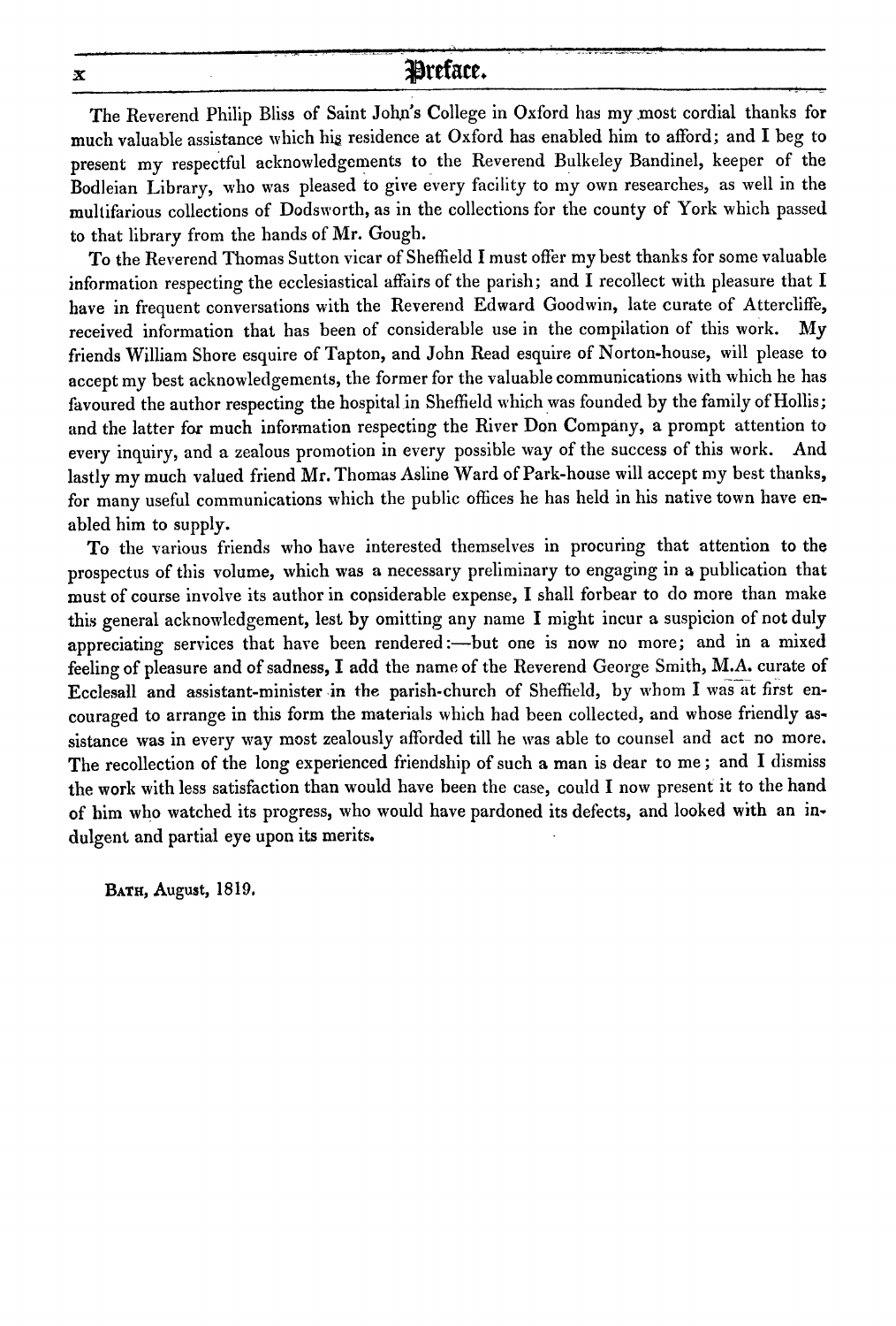The Reverend Philip Bliss of Saint John's College in Oxford has my most cordial thanks for much valuable assistance which his residence at Oxford has enabled him to afford; and I beg to present my respectful acknowledgements to the Reverend Bulkeley Bandinel, keeper of the Bodleian Library, who was pleased to give every facility to my own researches, as well in the multifarious collections of Dodsworth, as in the collections for the county of York which passed to that library from the hands of Mr. Gough.

To the Reverend Thomas Sutton vicar of Sheffield I must offer my best thanks for some valuable information respecting the ecclesiastical affairs of the parish; and I recollect with pleasure that I have in frequent conversations with the Reverend Edward Goodwin, late curate of Attercliffe, received information that has been of considerable use in the compilation of this work. My friends William Shore esquire of Tapton, and John Read esquire of Norton-house, will please to accept my best acknowledgements, the former for the valuable communications with which he has favoured the author respecting the hospital in Sheffield which was founded by the family of Hollis; and the latter for much information respecting the River Don Company, a prompt attention to every inquiry, and a zealous promotion in every possible way of the success of this work. And lastly my much valued friend Mr. Thomas Asline Ward of Park-house will accept my best thanks, for many useful communications which the public offices he has held in his native town have enabled him to supply.

To the various friends who have interested themselves in procuring that attention to the prospectus of this volume, which was a necessary preliminary to engaging in a publication that must of course involve its author in considerable expense, I shall forbear to do more than make this general acknowledgement, lest by omitting any name I might incur a suspicion of not duly appreciating services that have been rendered:—but one is now no more; and in a mixed feeling of pleasure and of sadness, I add the name of the Reverend George Smith, M.A. curate of Ecclesall and assistant-minister in the parish-church of Sheffield, by whom I was at first encouraged to arrange in this form the materials which had been collected, and whose friendly assistance was in every way most zealously afforded till he was able to counsel and act no more. The recollection of the long experienced friendship of such a man is dear to me; and I dismiss the work with less satisfaction than would have been the case, could I now present it to the hand of him who watched its progress, who would have pardoned its defects, and looked with an indulgent and partial eye upon its merits.

Bath, August, 1819.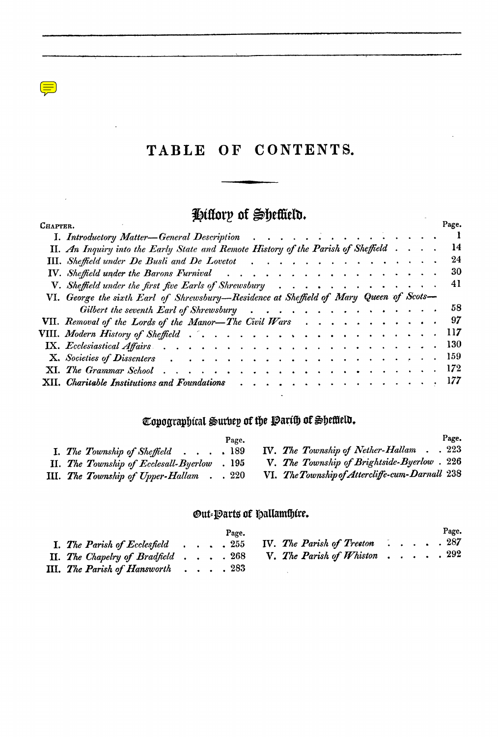# TABLE OF CONTENTS.

## History of Sheffield.

| Chapter. | | Page. |
|---|---|---|
| I. | *Introductory Matter—General Description* | 1 |
| II. | *An Inquiry into the Early State and Remote History of the Parish of Sheffield* | 14 |
| III. | *Sheffield under De Busli and De Lovetot* | 24 |
| IV. | *Sheffield under the Barons Furnival* | 30 |
| V. | *Sheffield under the first five Earls of Shrewsbury* | 41 |
| VI. | *George the sixth Earl of Shrewsbury—Residence at Sheffield of Mary Queen of Scots—Gilbert the seventh Earl of Shrewsbury* | 58 |
| VII. | *Removal of the Lords of the Manor—The Civil Wars* | 97 |
| VIII. | *Modern History of Sheffield* | 117 |
| IX. | *Ecclesiastical Affairs* | 130 |
| X. | *Societies of Dissenters* | 159 |
| XI. | *The Grammar School* | 172 |
| XII. | *Charitable Institutions and Foundations* | 177 |

## Topographical Survey of the Parish of Sheffield.

| | | Page. |
|---|---|---|
| I. | *The Township of Sheffield* | 189 |
| II. | *The Township of Ecclesall-Byerlow* | 195 |
| III. | *The Township of Upper-Hallam* | 220 |
| IV. | *The Township of Nether-Hallam* | 223 |
| V. | *The Township of Brightside-Byerlow* | 226 |
| VI. | *The Township of Attercliffe-cum-Darnall* | 238 |

## Out-Parts of Hallamshire.

| | | Page. |
|---|---|---|
| I. | *The Parish of Ecclesfield* | 255 |
| II. | *The Chapelry of Bradfield* | 268 |
| III. | *The Parish of Hansworth* | 283 |
| IV. | *The Parish of Treeton* | 287 |
| V. | *The Parish of Whiston* | 292 |